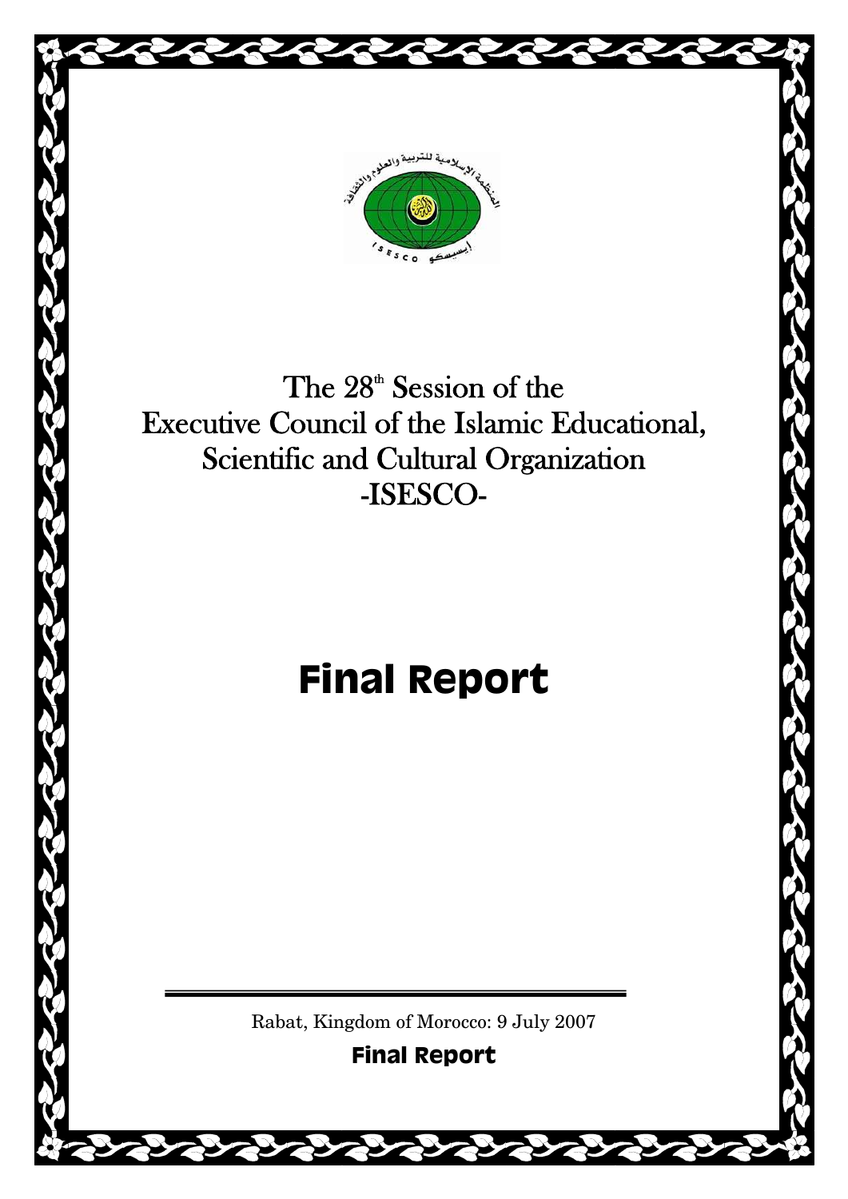# The 28th Session of the Executive Council of the Islamic Educational, Scientific and Cultural Organization -ISESCO-

# Final Report

Rabat, Kingdom of Morocco: 9 July 2007

**Final Report**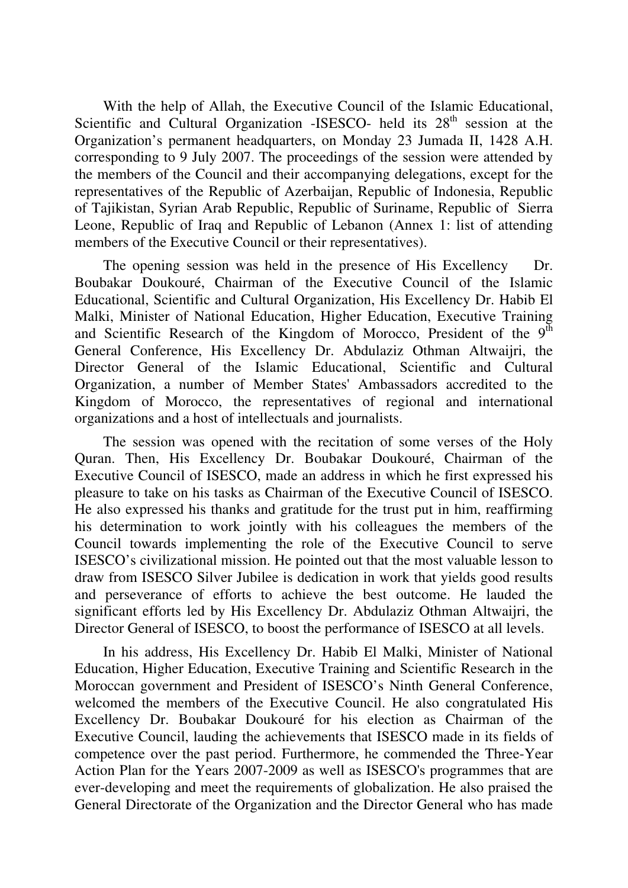With the help of Allah, the Executive Council of the Islamic Educational, Scientific and Cultural Organization -ISESCO- held its 28th session at the Organization's permanent headquarters, on Monday 23 Jumada II, 1428 A.H. corresponding to 9 July 2007. The proceedings of the session were attended by the members of the Council and their accompanying delegations, except for the representatives of the Republic of Azerbaijan, Republic of Indonesia, Republic of Tajikistan, Syrian Arab Republic, Republic of Suriname, Republic of Sierra Leone, Republic of Iraq and Republic of Lebanon (Annex 1: list of attending members of the Executive Council or their representatives).

The opening session was held in the presence of His Excellency Dr. Boubakar Doukouré, Chairman of the Executive Council of the Islamic Educational, Scientific and Cultural Organization, His Excellency Dr. Habib El Malki, Minister of National Education, Higher Education, Executive Training and Scientific Research of the Kingdom of Morocco, President of the 9th General Conference, His Excellency Dr. Abdulaziz Othman Altwaijri, the Director General of the Islamic Educational, Scientific and Cultural Organization, a number of Member States' Ambassadors accredited to the Kingdom of Morocco, the representatives of regional and international organizations and a host of intellectuals and journalists.

The session was opened with the recitation of some verses of the Holy Quran. Then, His Excellency Dr. Boubakar Doukouré, Chairman of the Executive Council of ISESCO, made an address in which he first expressed his pleasure to take on his tasks as Chairman of the Executive Council of ISESCO. He also expressed his thanks and gratitude for the trust put in him, reaffirming his determination to work jointly with his colleagues the members of the Council towards implementing the role of the Executive Council to serve ISESCO's civilizational mission. He pointed out that the most valuable lesson to draw from ISESCO Silver Jubilee is dedication in work that yields good results and perseverance of efforts to achieve the best outcome. He lauded the significant efforts led by His Excellency Dr. Abdulaziz Othman Altwaijri, the Director General of ISESCO, to boost the performance of ISESCO at all levels.

In his address, His Excellency Dr. Habib El Malki, Minister of National Education, Higher Education, Executive Training and Scientific Research in the Moroccan government and President of ISESCO's Ninth General Conference, welcomed the members of the Executive Council. He also congratulated His Excellency Dr. Boubakar Doukouré for his election as Chairman of the Executive Council, lauding the achievements that ISESCO made in its fields of competence over the past period. Furthermore, he commended the Three-Year Action Plan for the Years 2007-2009 as well as ISESCO's programmes that are ever-developing and meet the requirements of globalization. He also praised the General Directorate of the Organization and the Director General who has made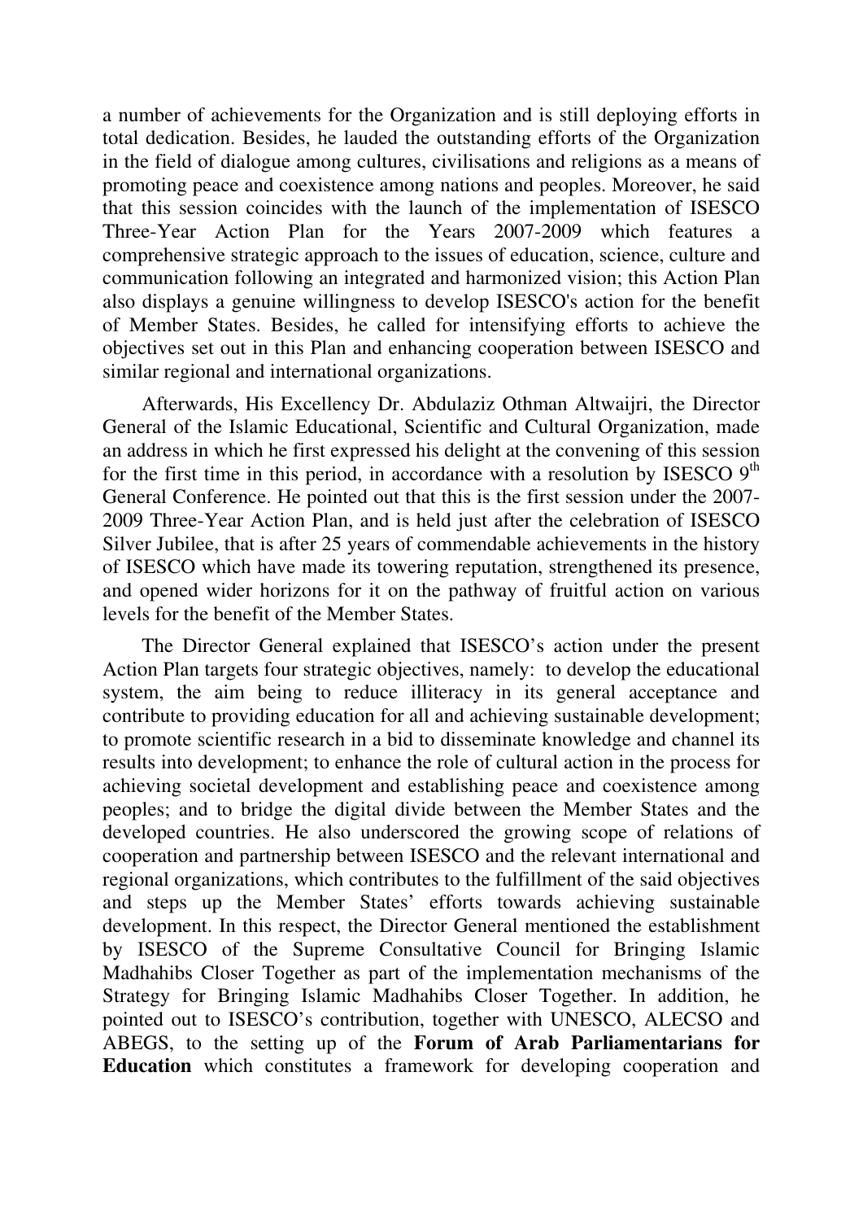a number of achievements for the Organization and is still deploying efforts in total dedication. Besides, he lauded the outstanding efforts of the Organization in the field of dialogue among cultures, civilisations and religions as a means of promoting peace and coexistence among nations and peoples. Moreover, he said that this session coincides with the launch of the implementation of ISESCO Three-Year Action Plan for the Years 2007-2009 which features a comprehensive strategic approach to the issues of education, science, culture and communication following an integrated and harmonized vision; this Action Plan also displays a genuine willingness to develop ISESCO's action for the benefit of Member States. Besides, he called for intensifying efforts to achieve the objectives set out in this Plan and enhancing cooperation between ISESCO and similar regional and international organizations.

Afterwards, His Excellency Dr. Abdulaziz Othman Altwaijri, the Director General of the Islamic Educational, Scientific and Cultural Organization, made an address in which he first expressed his delight at the convening of this session for the first time in this period, in accordance with a resolution by ISESCO 9th General Conference. He pointed out that this is the first session under the 2007-2009 Three-Year Action Plan, and is held just after the celebration of ISESCO Silver Jubilee, that is after 25 years of commendable achievements in the history of ISESCO which have made its towering reputation, strengthened its presence, and opened wider horizons for it on the pathway of fruitful action on various levels for the benefit of the Member States.

The Director General explained that ISESCO's action under the present Action Plan targets four strategic objectives, namely: to develop the educational system, the aim being to reduce illiteracy in its general acceptance and contribute to providing education for all and achieving sustainable development; to promote scientific research in a bid to disseminate knowledge and channel its results into development; to enhance the role of cultural action in the process for achieving societal development and establishing peace and coexistence among peoples; and to bridge the digital divide between the Member States and the developed countries. He also underscored the growing scope of relations of cooperation and partnership between ISESCO and the relevant international and regional organizations, which contributes to the fulfillment of the said objectives and steps up the Member States' efforts towards achieving sustainable development. In this respect, the Director General mentioned the establishment by ISESCO of the Supreme Consultative Council for Bringing Islamic Madhahibs Closer Together as part of the implementation mechanisms of the Strategy for Bringing Islamic Madhahibs Closer Together. In addition, he pointed out to ISESCO's contribution, together with UNESCO, ALECSO and ABEGS, to the setting up of the **Forum of Arab Parliamentarians for Education** which constitutes a framework for developing cooperation and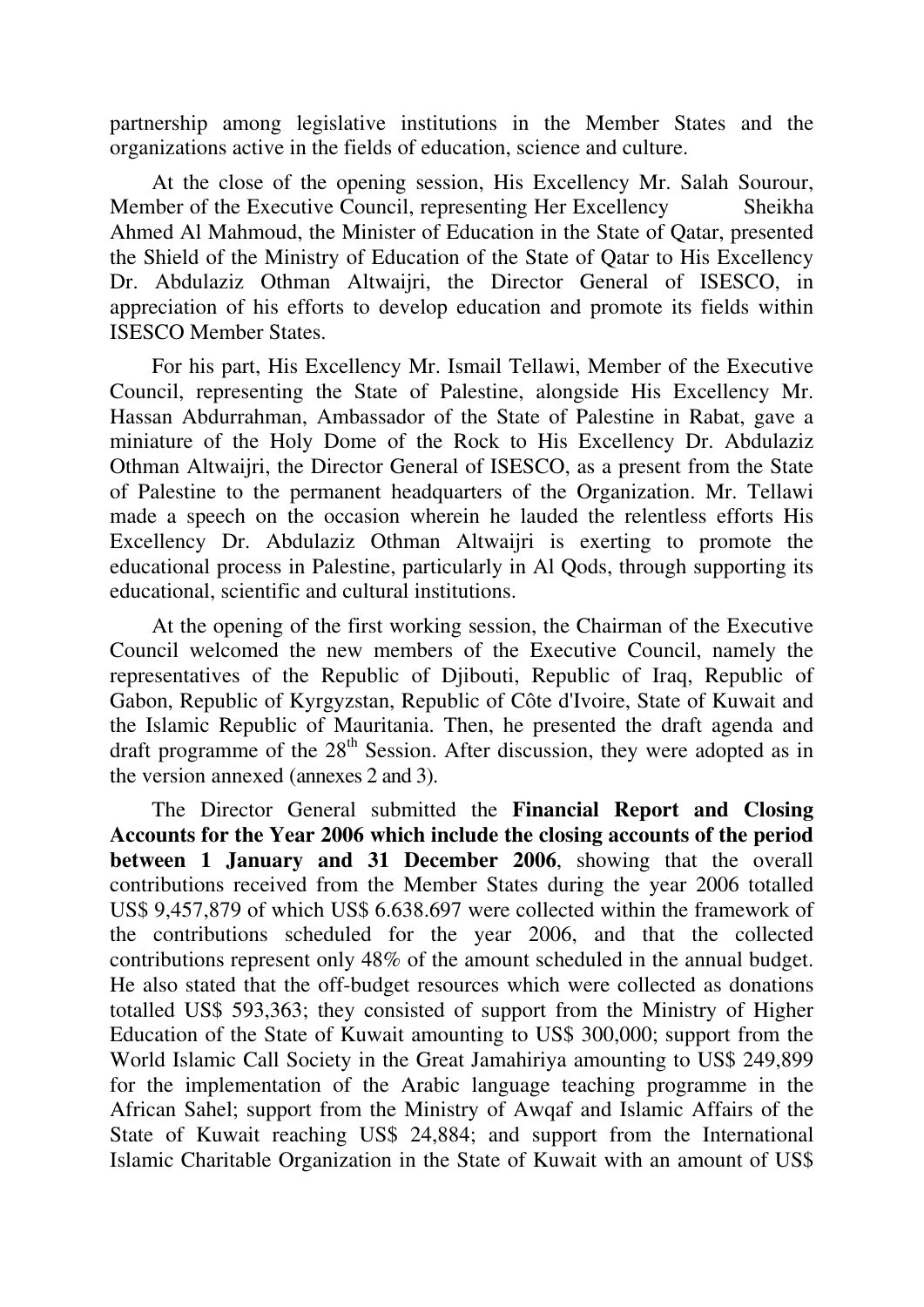partnership among legislative institutions in the Member States and the organizations active in the fields of education, science and culture.

At the close of the opening session, His Excellency Mr. Salah Sourour, Member of the Executive Council, representing Her Excellency Sheikha Ahmed Al Mahmoud, the Minister of Education in the State of Qatar, presented the Shield of the Ministry of Education of the State of Qatar to His Excellency Dr. Abdulaziz Othman Altwaijri, the Director General of ISESCO, in appreciation of his efforts to develop education and promote its fields within ISESCO Member States.

For his part, His Excellency Mr. Ismail Tellawi, Member of the Executive Council, representing the State of Palestine, alongside His Excellency Mr. Hassan Abdurrahman, Ambassador of the State of Palestine in Rabat, gave a miniature of the Holy Dome of the Rock to His Excellency Dr. Abdulaziz Othman Altwaijri, the Director General of ISESCO, as a present from the State of Palestine to the permanent headquarters of the Organization. Mr. Tellawi made a speech on the occasion wherein he lauded the relentless efforts His Excellency Dr. Abdulaziz Othman Altwaijri is exerting to promote the educational process in Palestine, particularly in Al Qods, through supporting its educational, scientific and cultural institutions.

At the opening of the first working session, the Chairman of the Executive Council welcomed the new members of the Executive Council, namely the representatives of the Republic of Djibouti, Republic of Iraq, Republic of Gabon, Republic of Kyrgyzstan, Republic of Côte d'Ivoire, State of Kuwait and the Islamic Republic of Mauritania. Then, he presented the draft agenda and draft programme of the 28th Session. After discussion, they were adopted as in the version annexed (annexes 2 and 3).

The Director General submitted the **Financial Report and Closing Accounts for the Year 2006 which include the closing accounts of the period between 1 January and 31 December 2006**, showing that the overall contributions received from the Member States during the year 2006 totalled US$ 9,457,879 of which US$ 6.638.697 were collected within the framework of the contributions scheduled for the year 2006, and that the collected contributions represent only 48% of the amount scheduled in the annual budget. He also stated that the off-budget resources which were collected as donations totalled US$ 593,363; they consisted of support from the Ministry of Higher Education of the State of Kuwait amounting to US$ 300,000; support from the World Islamic Call Society in the Great Jamahiriya amounting to US$ 249,899 for the implementation of the Arabic language teaching programme in the African Sahel; support from the Ministry of Awqaf and Islamic Affairs of the State of Kuwait reaching US$ 24,884; and support from the International Islamic Charitable Organization in the State of Kuwait with an amount of US$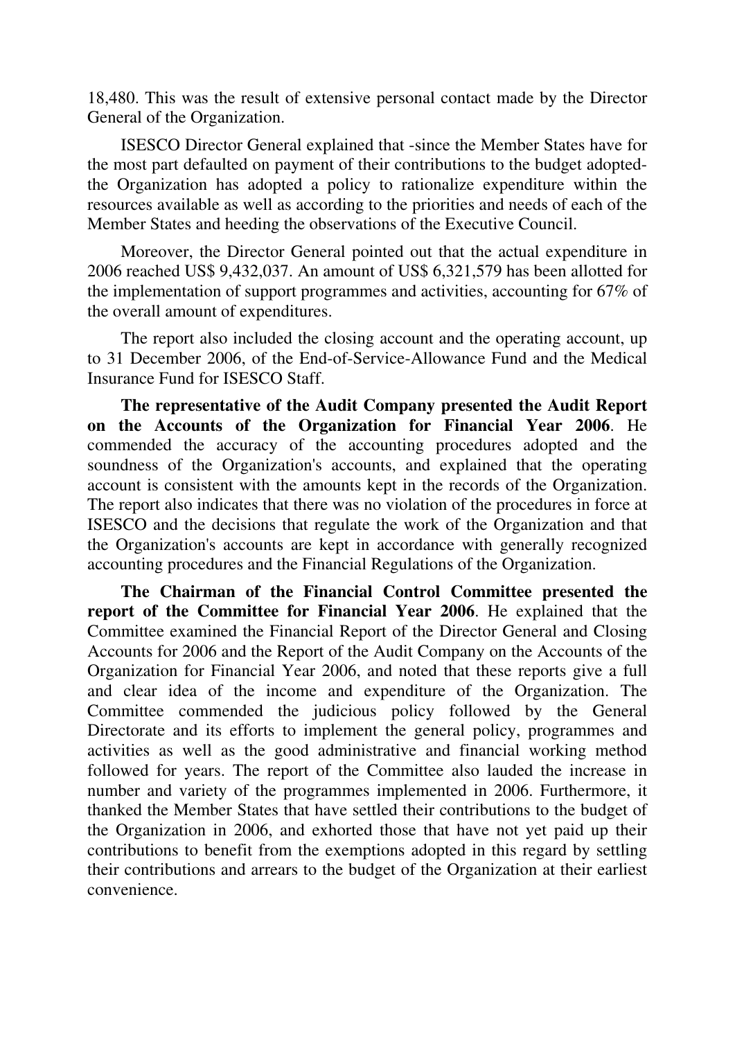18,480. This was the result of extensive personal contact made by the Director General of the Organization.

ISESCO Director General explained that -since the Member States have for the most part defaulted on payment of their contributions to the budget adopted- the Organization has adopted a policy to rationalize expenditure within the resources available as well as according to the priorities and needs of each of the Member States and heeding the observations of the Executive Council.

Moreover, the Director General pointed out that the actual expenditure in 2006 reached US$ 9,432,037. An amount of US$ 6,321,579 has been allotted for the implementation of support programmes and activities, accounting for 67% of the overall amount of expenditures.

The report also included the closing account and the operating account, up to 31 December 2006, of the End-of-Service-Allowance Fund and the Medical Insurance Fund for ISESCO Staff.

**The representative of the Audit Company presented the Audit Report on the Accounts of the Organization for Financial Year 2006**. He commended the accuracy of the accounting procedures adopted and the soundness of the Organization's accounts, and explained that the operating account is consistent with the amounts kept in the records of the Organization. The report also indicates that there was no violation of the procedures in force at ISESCO and the decisions that regulate the work of the Organization and that the Organization's accounts are kept in accordance with generally recognized accounting procedures and the Financial Regulations of the Organization.

**The Chairman of the Financial Control Committee presented the report of the Committee for Financial Year 2006**. He explained that the Committee examined the Financial Report of the Director General and Closing Accounts for 2006 and the Report of the Audit Company on the Accounts of the Organization for Financial Year 2006, and noted that these reports give a full and clear idea of the income and expenditure of the Organization. The Committee commended the judicious policy followed by the General Directorate and its efforts to implement the general policy, programmes and activities as well as the good administrative and financial working method followed for years. The report of the Committee also lauded the increase in number and variety of the programmes implemented in 2006. Furthermore, it thanked the Member States that have settled their contributions to the budget of the Organization in 2006, and exhorted those that have not yet paid up their contributions to benefit from the exemptions adopted in this regard by settling their contributions and arrears to the budget of the Organization at their earliest convenience.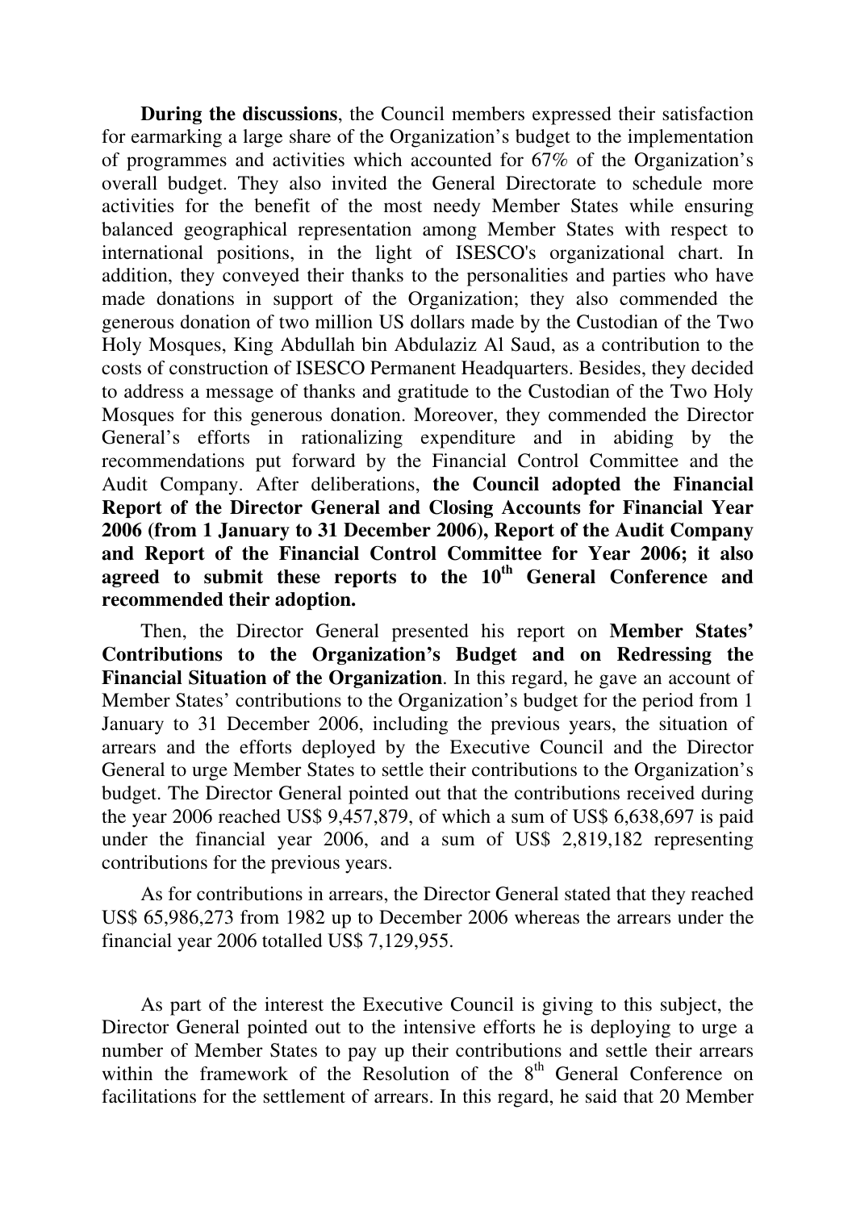**During the discussions**, the Council members expressed their satisfaction for earmarking a large share of the Organization's budget to the implementation of programmes and activities which accounted for 67% of the Organization's overall budget. They also invited the General Directorate to schedule more activities for the benefit of the most needy Member States while ensuring balanced geographical representation among Member States with respect to international positions, in the light of ISESCO's organizational chart. In addition, they conveyed their thanks to the personalities and parties who have made donations in support of the Organization; they also commended the generous donation of two million US dollars made by the Custodian of the Two Holy Mosques, King Abdullah bin Abdulaziz Al Saud, as a contribution to the costs of construction of ISESCO Permanent Headquarters. Besides, they decided to address a message of thanks and gratitude to the Custodian of the Two Holy Mosques for this generous donation. Moreover, they commended the Director General's efforts in rationalizing expenditure and in abiding by the recommendations put forward by the Financial Control Committee and the Audit Company. After deliberations, **the Council adopted the Financial Report of the Director General and Closing Accounts for Financial Year 2006 (from 1 January to 31 December 2006), Report of the Audit Company and Report of the Financial Control Committee for Year 2006; it also agreed to submit these reports to the 10th General Conference and recommended their adoption.**

Then, the Director General presented his report on **Member States' Contributions to the Organization's Budget and on Redressing the Financial Situation of the Organization**. In this regard, he gave an account of Member States' contributions to the Organization's budget for the period from 1 January to 31 December 2006, including the previous years, the situation of arrears and the efforts deployed by the Executive Council and the Director General to urge Member States to settle their contributions to the Organization's budget. The Director General pointed out that the contributions received during the year 2006 reached US$ 9,457,879, of which a sum of US$ 6,638,697 is paid under the financial year 2006, and a sum of US$ 2,819,182 representing contributions for the previous years.

As for contributions in arrears, the Director General stated that they reached US$ 65,986,273 from 1982 up to December 2006 whereas the arrears under the financial year 2006 totalled US$ 7,129,955.

As part of the interest the Executive Council is giving to this subject, the Director General pointed out to the intensive efforts he is deploying to urge a number of Member States to pay up their contributions and settle their arrears within the framework of the Resolution of the 8th General Conference on facilitations for the settlement of arrears. In this regard, he said that 20 Member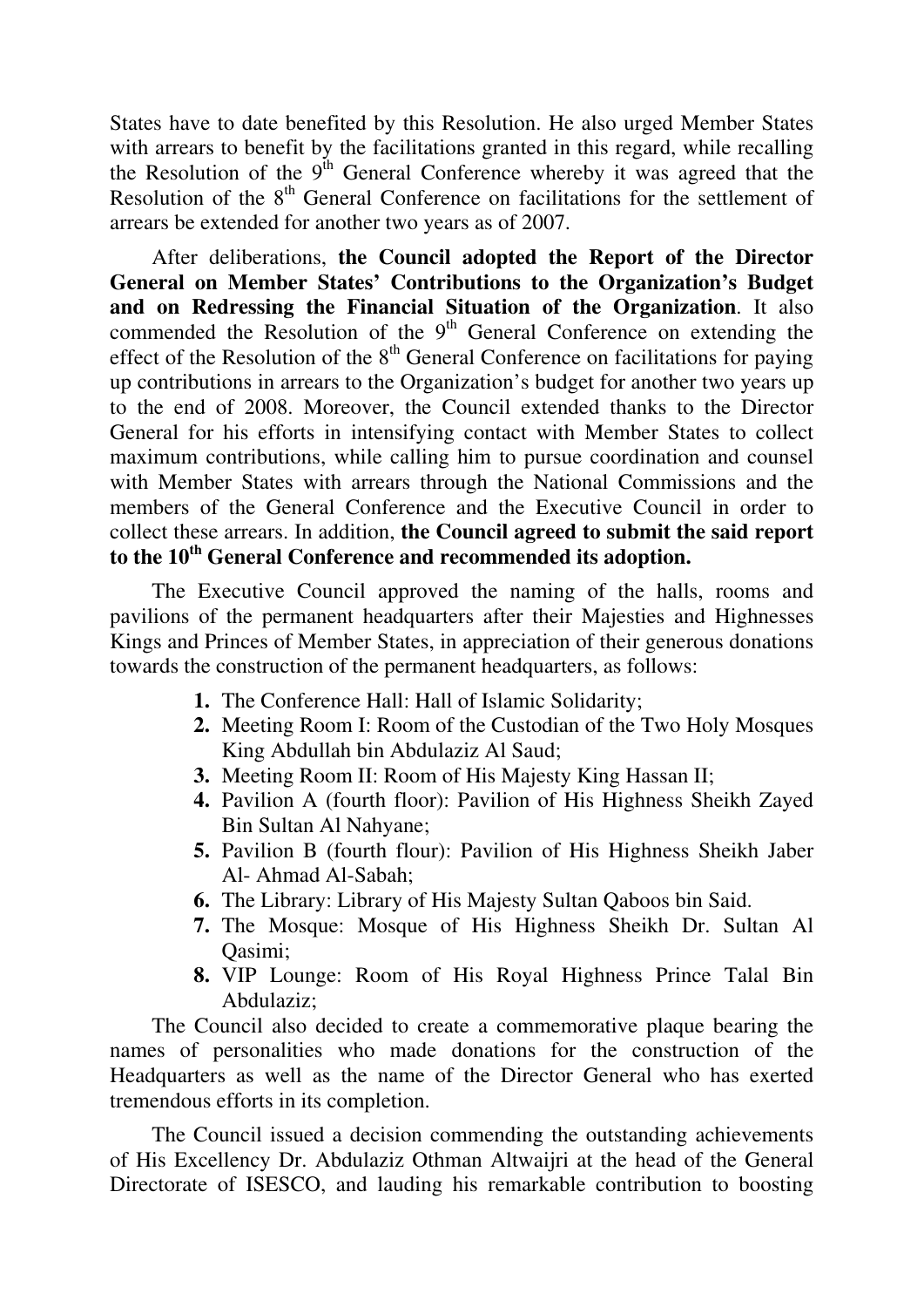States have to date benefited by this Resolution. He also urged Member States with arrears to benefit by the facilitations granted in this regard, while recalling the Resolution of the 9th General Conference whereby it was agreed that the Resolution of the 8th General Conference on facilitations for the settlement of arrears be extended for another two years as of 2007.

After deliberations, **the Council adopted the Report of the Director General on Member States' Contributions to the Organization's Budget and on Redressing the Financial Situation of the Organization**. It also commended the Resolution of the 9th General Conference on extending the effect of the Resolution of the 8th General Conference on facilitations for paying up contributions in arrears to the Organization's budget for another two years up to the end of 2008. Moreover, the Council extended thanks to the Director General for his efforts in intensifying contact with Member States to collect maximum contributions, while calling him to pursue coordination and counsel with Member States with arrears through the National Commissions and the members of the General Conference and the Executive Council in order to collect these arrears. In addition, **the Council agreed to submit the said report to the 10th General Conference and recommended its adoption.**

The Executive Council approved the naming of the halls, rooms and pavilions of the permanent headquarters after their Majesties and Highnesses Kings and Princes of Member States, in appreciation of their generous donations towards the construction of the permanent headquarters, as follows:

1. The Conference Hall: Hall of Islamic Solidarity;
2. Meeting Room I: Room of the Custodian of the Two Holy Mosques King Abdullah bin Abdulaziz Al Saud;
3. Meeting Room II: Room of His Majesty King Hassan II;
4. Pavilion A (fourth floor): Pavilion of His Highness Sheikh Zayed Bin Sultan Al Nahyane;
5. Pavilion B (fourth flour): Pavilion of His Highness Sheikh Jaber Al- Ahmad Al-Sabah;
6. The Library: Library of His Majesty Sultan Qaboos bin Said.
7. The Mosque: Mosque of His Highness Sheikh Dr. Sultan Al Qasimi;
8. VIP Lounge: Room of His Royal Highness Prince Talal Bin Abdulaziz;

The Council also decided to create a commemorative plaque bearing the names of personalities who made donations for the construction of the Headquarters as well as the name of the Director General who has exerted tremendous efforts in its completion.

The Council issued a decision commending the outstanding achievements of His Excellency Dr. Abdulaziz Othman Altwaijri at the head of the General Directorate of ISESCO, and lauding his remarkable contribution to boosting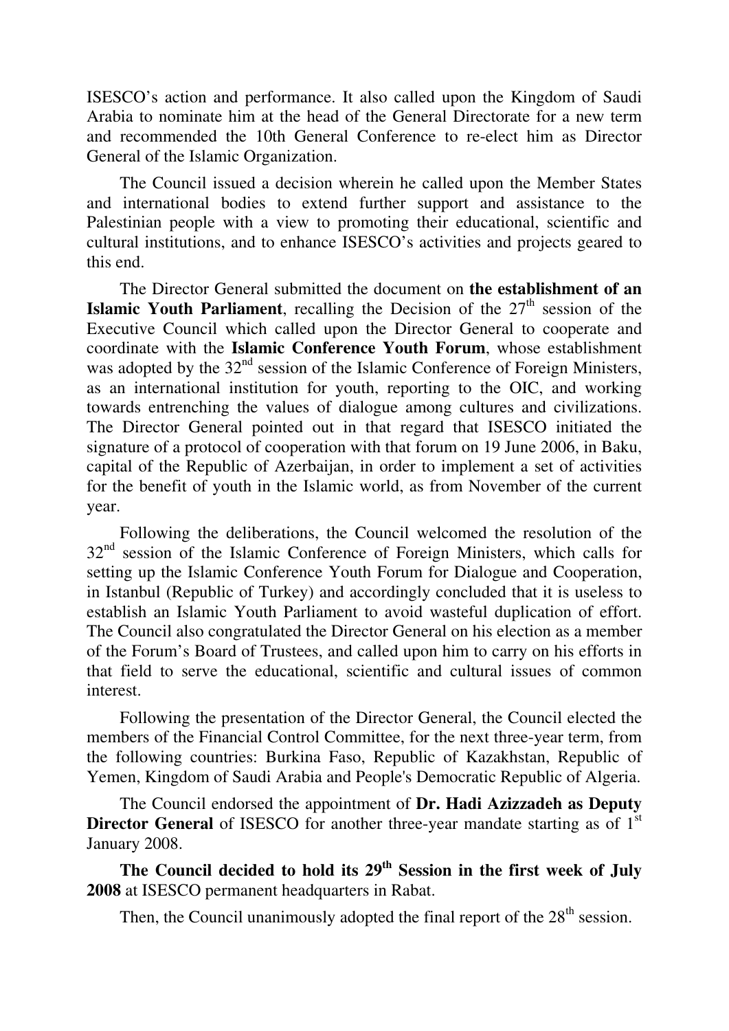ISESCO's action and performance. It also called upon the Kingdom of Saudi Arabia to nominate him at the head of the General Directorate for a new term and recommended the 10th General Conference to re-elect him as Director General of the Islamic Organization.

The Council issued a decision wherein he called upon the Member States and international bodies to extend further support and assistance to the Palestinian people with a view to promoting their educational, scientific and cultural institutions, and to enhance ISESCO's activities and projects geared to this end.

The Director General submitted the document on **the establishment of an Islamic Youth Parliament**, recalling the Decision of the 27th session of the Executive Council which called upon the Director General to cooperate and coordinate with the **Islamic Conference Youth Forum**, whose establishment was adopted by the 32nd session of the Islamic Conference of Foreign Ministers, as an international institution for youth, reporting to the OIC, and working towards entrenching the values of dialogue among cultures and civilizations. The Director General pointed out in that regard that ISESCO initiated the signature of a protocol of cooperation with that forum on 19 June 2006, in Baku, capital of the Republic of Azerbaijan, in order to implement a set of activities for the benefit of youth in the Islamic world, as from November of the current year.

Following the deliberations, the Council welcomed the resolution of the 32nd session of the Islamic Conference of Foreign Ministers, which calls for setting up the Islamic Conference Youth Forum for Dialogue and Cooperation, in Istanbul (Republic of Turkey) and accordingly concluded that it is useless to establish an Islamic Youth Parliament to avoid wasteful duplication of effort. The Council also congratulated the Director General on his election as a member of the Forum's Board of Trustees, and called upon him to carry on his efforts in that field to serve the educational, scientific and cultural issues of common interest.

Following the presentation of the Director General, the Council elected the members of the Financial Control Committee, for the next three-year term, from the following countries: Burkina Faso, Republic of Kazakhstan, Republic of Yemen, Kingdom of Saudi Arabia and People's Democratic Republic of Algeria.

The Council endorsed the appointment of **Dr. Hadi Azizzadeh as Deputy Director General** of ISESCO for another three-year mandate starting as of 1st January 2008.

**The Council decided to hold its 29th Session in the first week of July 2008** at ISESCO permanent headquarters in Rabat.

Then, the Council unanimously adopted the final report of the 28th session.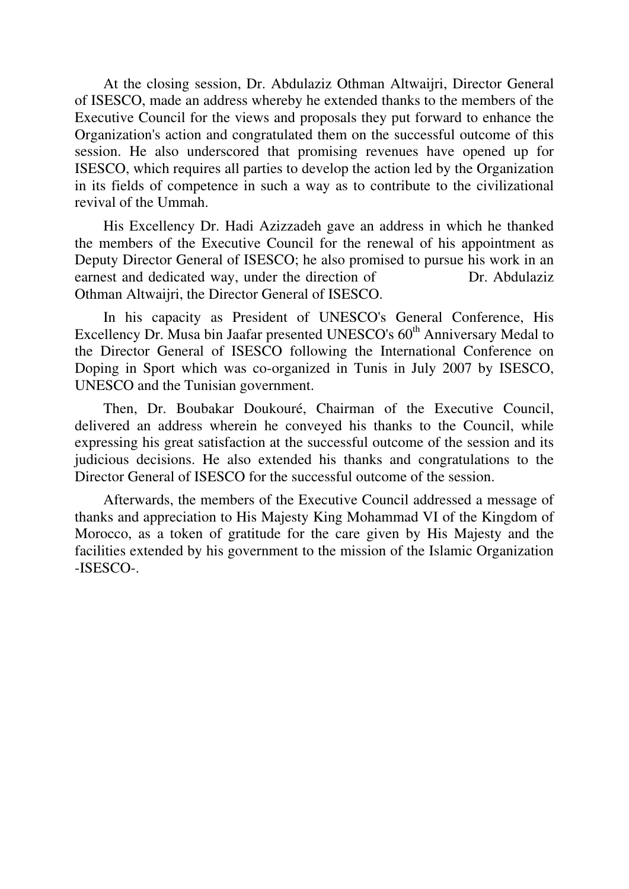At the closing session, Dr. Abdulaziz Othman Altwaijri, Director General of ISESCO, made an address whereby he extended thanks to the members of the Executive Council for the views and proposals they put forward to enhance the Organization's action and congratulated them on the successful outcome of this session. He also underscored that promising revenues have opened up for ISESCO, which requires all parties to develop the action led by the Organization in its fields of competence in such a way as to contribute to the civilizational revival of the Ummah.

His Excellency Dr. Hadi Azizzadeh gave an address in which he thanked the members of the Executive Council for the renewal of his appointment as Deputy Director General of ISESCO; he also promised to pursue his work in an earnest and dedicated way, under the direction of Dr. Abdulaziz Othman Altwaijri, the Director General of ISESCO.

In his capacity as President of UNESCO's General Conference, His Excellency Dr. Musa bin Jaafar presented UNESCO's 60th Anniversary Medal to the Director General of ISESCO following the International Conference on Doping in Sport which was co-organized in Tunis in July 2007 by ISESCO, UNESCO and the Tunisian government.

Then, Dr. Boubakar Doukouré, Chairman of the Executive Council, delivered an address wherein he conveyed his thanks to the Council, while expressing his great satisfaction at the successful outcome of the session and its judicious decisions. He also extended his thanks and congratulations to the Director General of ISESCO for the successful outcome of the session.

Afterwards, the members of the Executive Council addressed a message of thanks and appreciation to His Majesty King Mohammad VI of the Kingdom of Morocco, as a token of gratitude for the care given by His Majesty and the facilities extended by his government to the mission of the Islamic Organization -ISESCO-.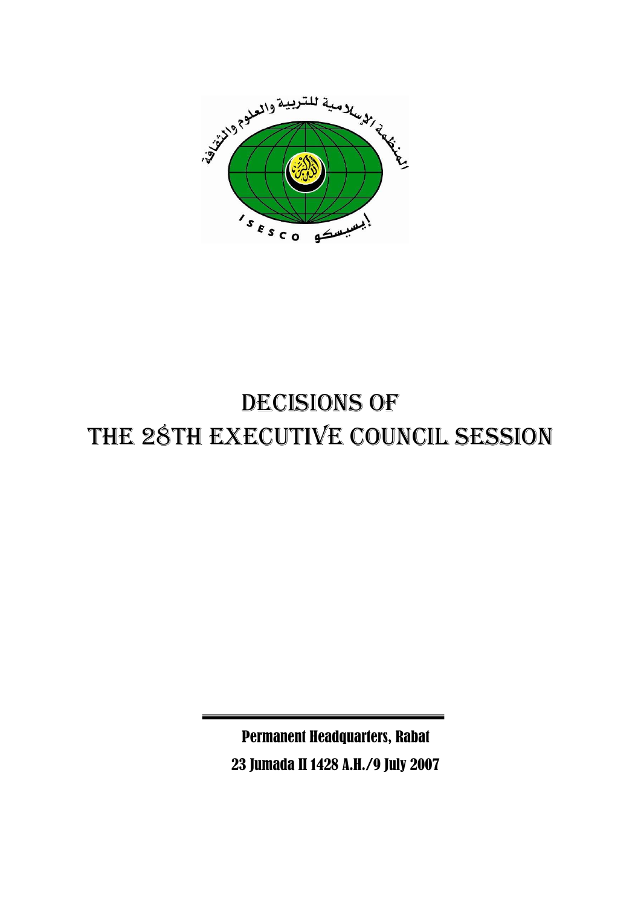# DECISIONS OF THE 28TH EXECUTIVE COUNCIL SESSION

Permanent Headquarters, Rabat

23 Jumada II 1428 A.H./9 July 2007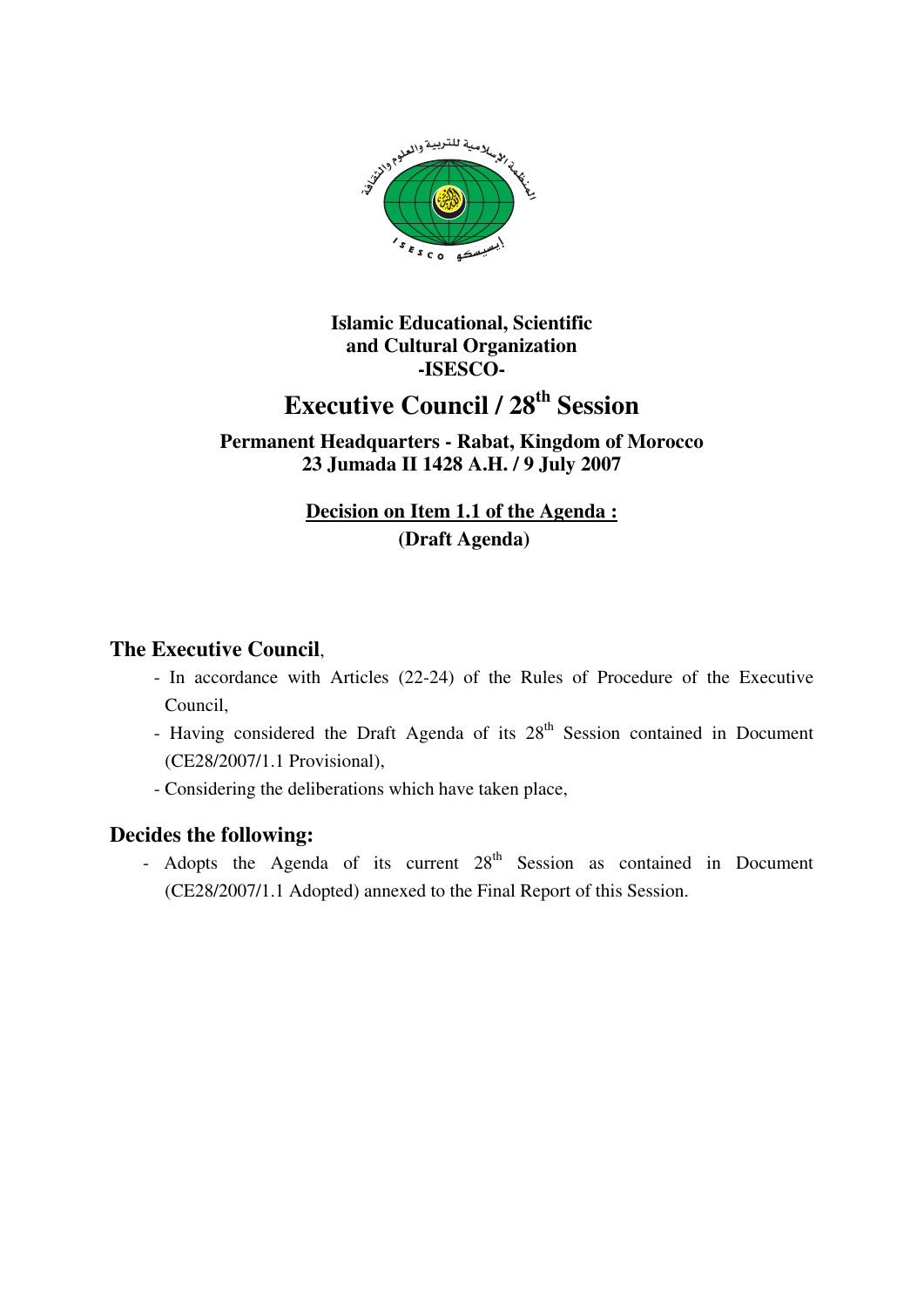**Islamic Educational, Scientific and Cultural Organization -ISESCO-**

# Executive Council / 28th Session

**Permanent Headquarters - Rabat, Kingdom of Morocco**
**23 Jumada II 1428 A.H. / 9 July 2007**

## Decision on Item 1.1 of the Agenda :
**(Draft Agenda)**

**The Executive Council**,

- In accordance with Articles (22-24) of the Rules of Procedure of the Executive Council,
- Having considered the Draft Agenda of its 28th Session contained in Document (CE28/2007/1.1 Provisional),
- Considering the deliberations which have taken place,

**Decides the following:**

- Adopts the Agenda of its current 28th Session as contained in Document (CE28/2007/1.1 Adopted) annexed to the Final Report of this Session.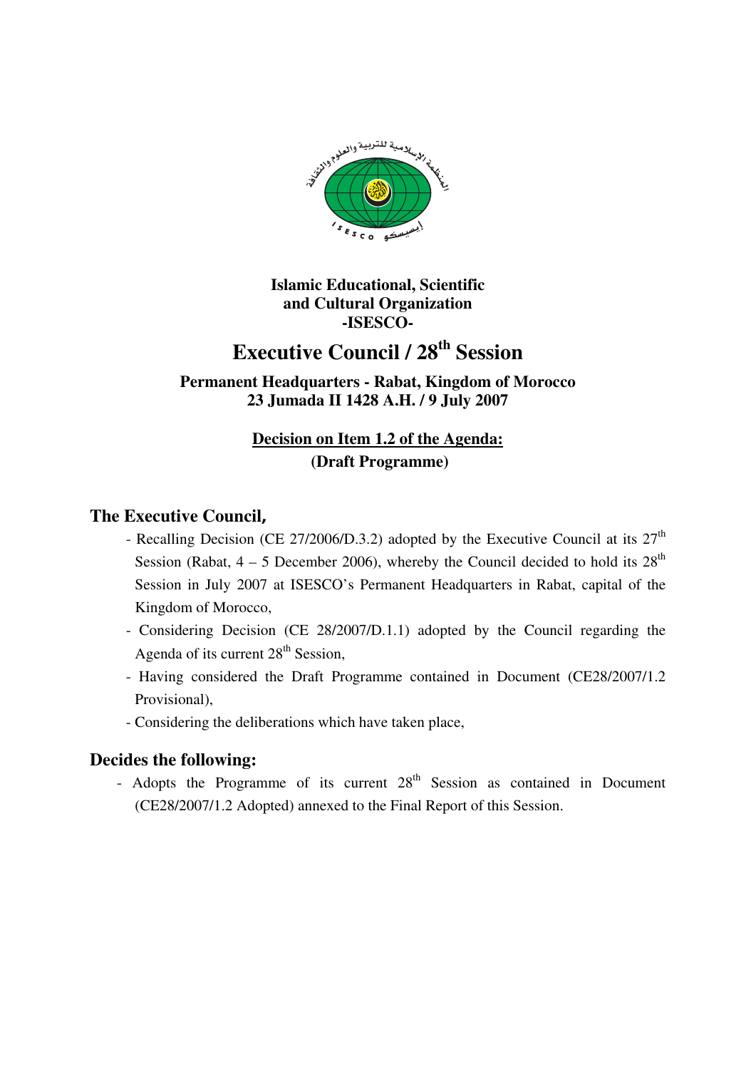**Islamic Educational, Scientific and Cultural Organization -ISESCO-**

# Executive Council / 28th Session

**Permanent Headquarters - Rabat, Kingdom of Morocco**
**23 Jumada II 1428 A.H. / 9 July 2007**

**Decision on Item 1.2 of the Agenda:**
**(Draft Programme)**

## The Executive Council,

- Recalling Decision (CE 27/2006/D.3.2) adopted by the Executive Council at its 27th Session (Rabat, 4 – 5 December 2006), whereby the Council decided to hold its 28th Session in July 2007 at ISESCO's Permanent Headquarters in Rabat, capital of the Kingdom of Morocco,
- Considering Decision (CE 28/2007/D.1.1) adopted by the Council regarding the Agenda of its current 28th Session,
- Having considered the Draft Programme contained in Document (CE28/2007/1.2 Provisional),
- Considering the deliberations which have taken place,

## Decides the following:

- Adopts the Programme of its current 28th Session as contained in Document (CE28/2007/1.2 Adopted) annexed to the Final Report of this Session.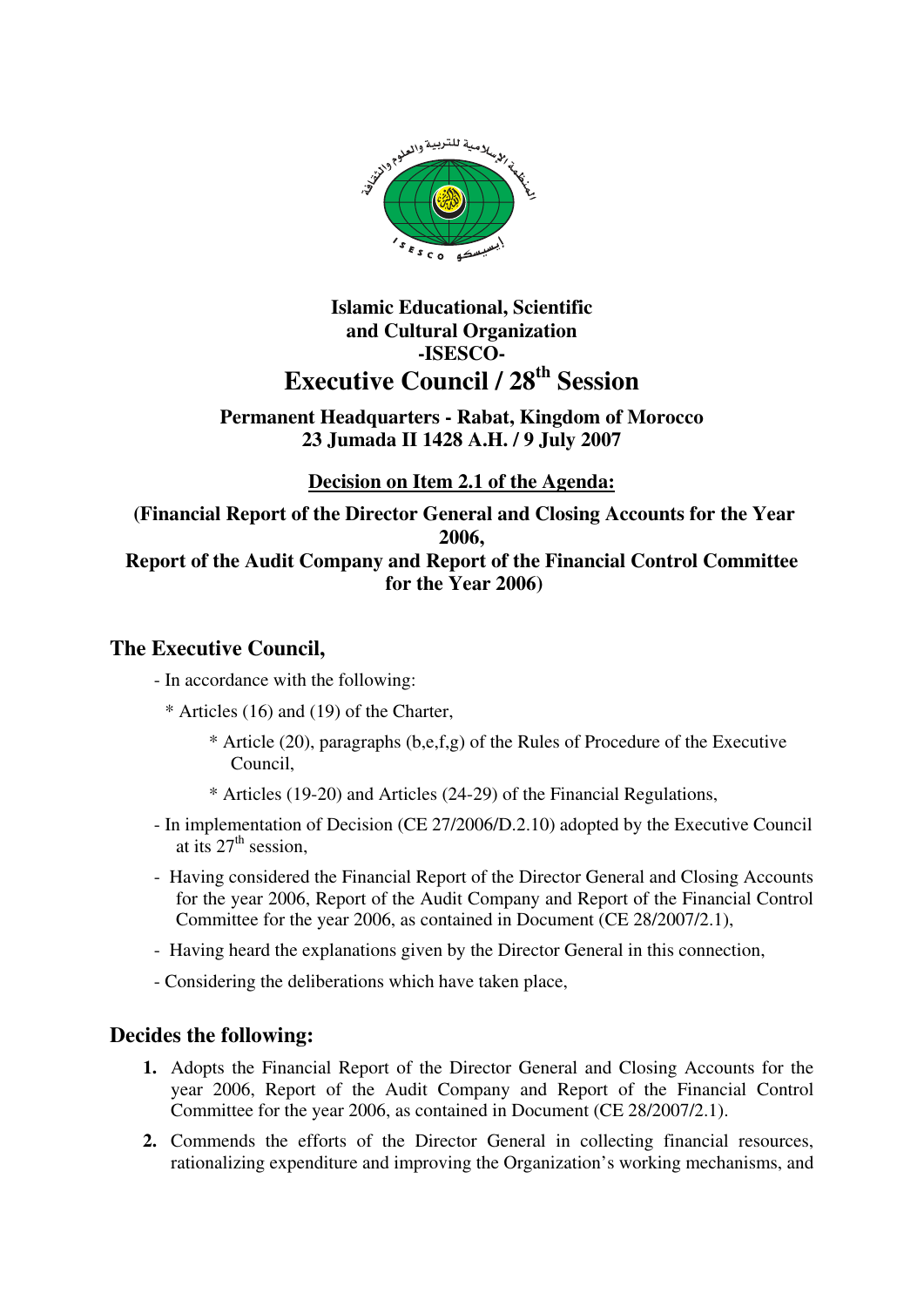**Islamic Educational, Scientific and Cultural Organization -ISESCO-**

# Executive Council / 28th Session

### Permanent Headquarters - Rabat, Kingdom of Morocco
### 23 Jumada II 1428 A.H. / 9 July 2007

**<u>Decision on Item 2.1 of the Agenda:</u>**

**(Financial Report of the Director General and Closing Accounts for the Year 2006, Report of the Audit Company and Report of the Financial Control Committee for the Year 2006)**

## The Executive Council,

- In accordance with the following:
  - * Articles (16) and (19) of the Charter,
    - * Article (20), paragraphs (b,e,f,g) of the Rules of Procedure of the Executive Council,
    - * Articles (19-20) and Articles (24-29) of the Financial Regulations,
- In implementation of Decision (CE 27/2006/D.2.10) adopted by the Executive Council at its 27th session,
- Having considered the Financial Report of the Director General and Closing Accounts for the year 2006, Report of the Audit Company and Report of the Financial Control Committee for the year 2006, as contained in Document (CE 28/2007/2.1),
- Having heard the explanations given by the Director General in this connection,
- Considering the deliberations which have taken place,

## Decides the following:

1. Adopts the Financial Report of the Director General and Closing Accounts for the year 2006, Report of the Audit Company and Report of the Financial Control Committee for the year 2006, as contained in Document (CE 28/2007/2.1).
2. Commends the efforts of the Director General in collecting financial resources, rationalizing expenditure and improving the Organization's working mechanisms, and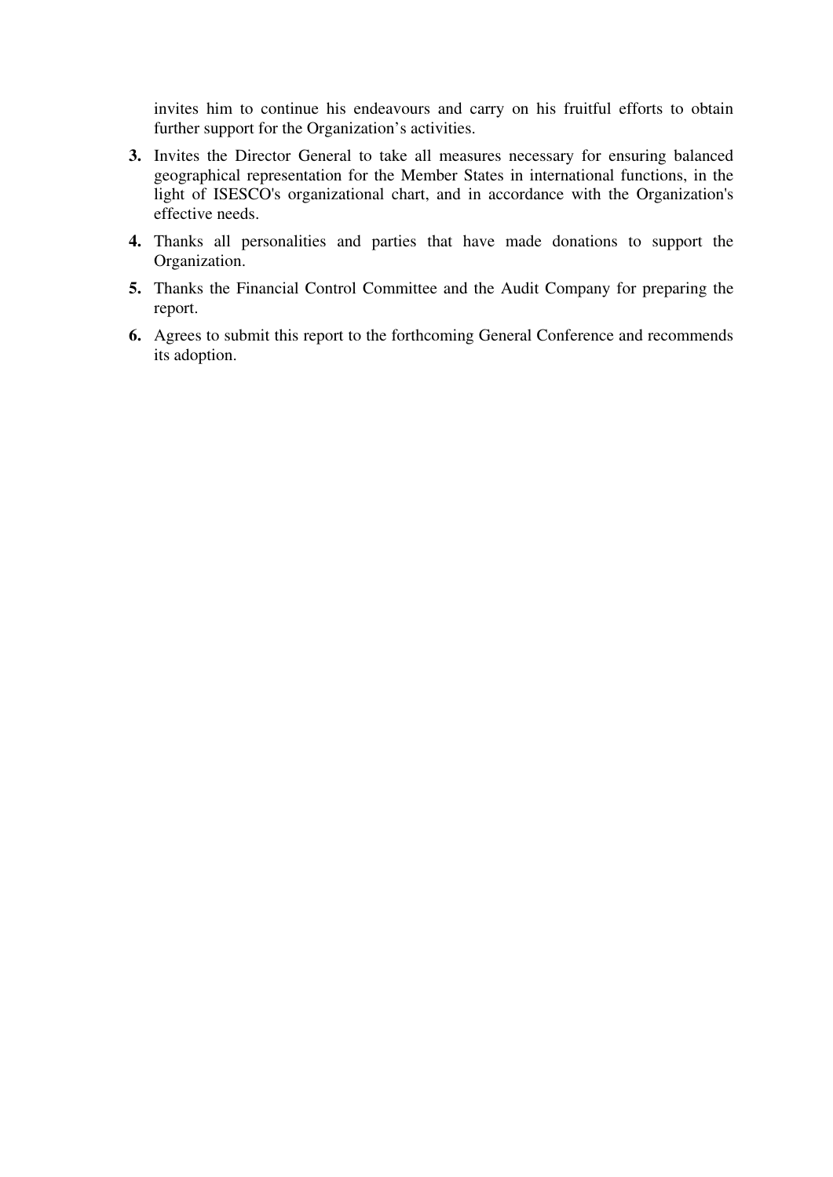invites him to continue his endeavours and carry on his fruitful efforts to obtain further support for the Organization's activities.

3. Invites the Director General to take all measures necessary for ensuring balanced geographical representation for the Member States in international functions, in the light of ISESCO's organizational chart, and in accordance with the Organization's effective needs.
4. Thanks all personalities and parties that have made donations to support the Organization.
5. Thanks the Financial Control Committee and the Audit Company for preparing the report.
6. Agrees to submit this report to the forthcoming General Conference and recommends its adoption.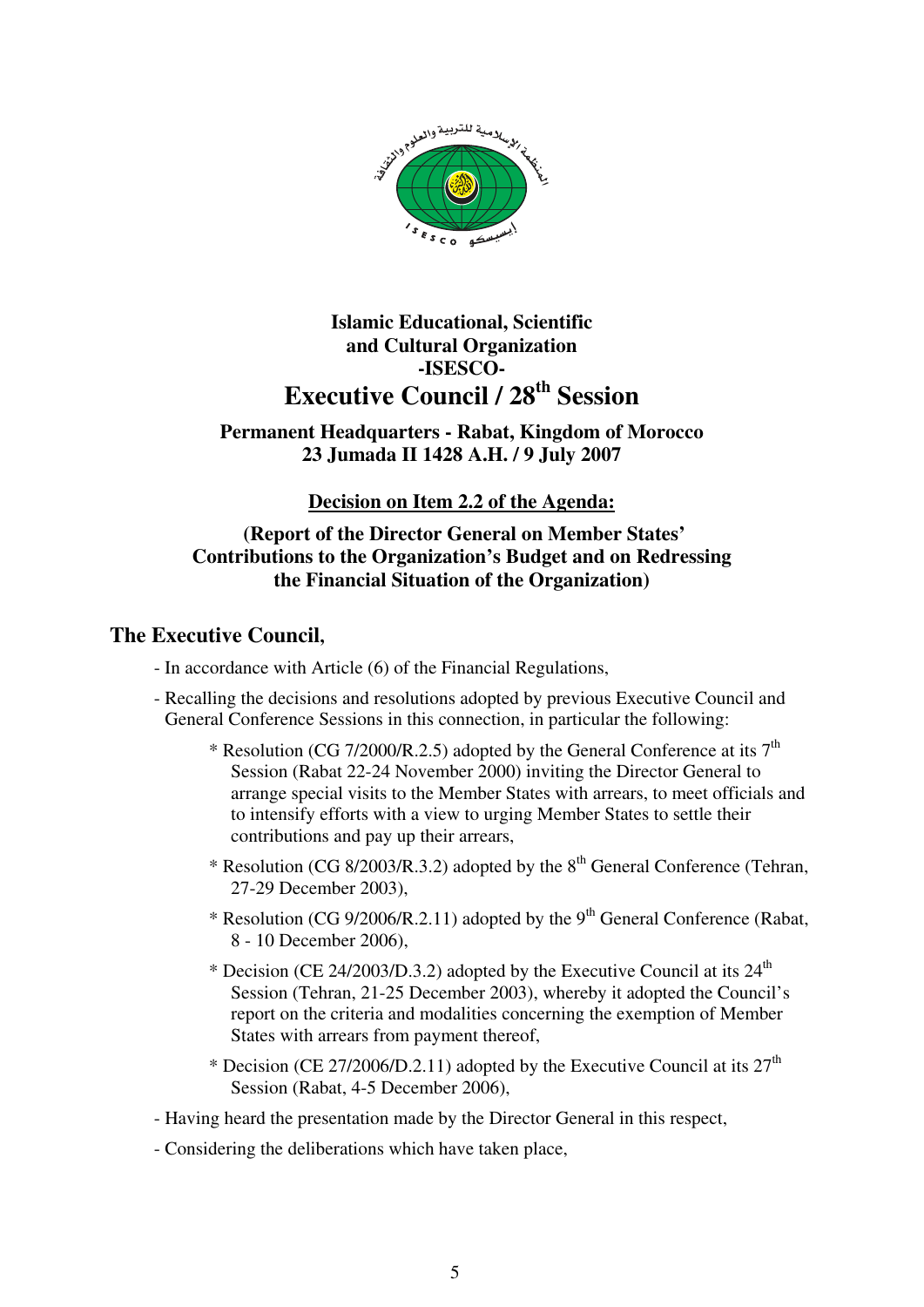**Islamic Educational, Scientific and Cultural Organization -ISESCO-**

# Executive Council / 28th Session

**Permanent Headquarters - Rabat, Kingdom of Morocco**
**23 Jumada II 1428 A.H. / 9 July 2007**

**Decision on Item 2.2 of the Agenda:**

**(Report of the Director General on Member States' Contributions to the Organization's Budget and on Redressing the Financial Situation of the Organization)**

## The Executive Council,

- In accordance with Article (6) of the Financial Regulations,
- Recalling the decisions and resolutions adopted by previous Executive Council and General Conference Sessions in this connection, in particular the following:
    * Resolution (CG 7/2000/R.2.5) adopted by the General Conference at its 7th Session (Rabat 22-24 November 2000) inviting the Director General to arrange special visits to the Member States with arrears, to meet officials and to intensify efforts with a view to urging Member States to settle their contributions and pay up their arrears,
    * Resolution (CG 8/2003/R.3.2) adopted by the 8th General Conference (Tehran, 27-29 December 2003),
    * Resolution (CG 9/2006/R.2.11) adopted by the 9th General Conference (Rabat, 8 - 10 December 2006),
    * Decision (CE 24/2003/D.3.2) adopted by the Executive Council at its 24th Session (Tehran, 21-25 December 2003), whereby it adopted the Council's report on the criteria and modalities concerning the exemption of Member States with arrears from payment thereof,
    * Decision (CE 27/2006/D.2.11) adopted by the Executive Council at its 27th Session (Rabat, 4-5 December 2006),
- Having heard the presentation made by the Director General in this respect,
- Considering the deliberations which have taken place,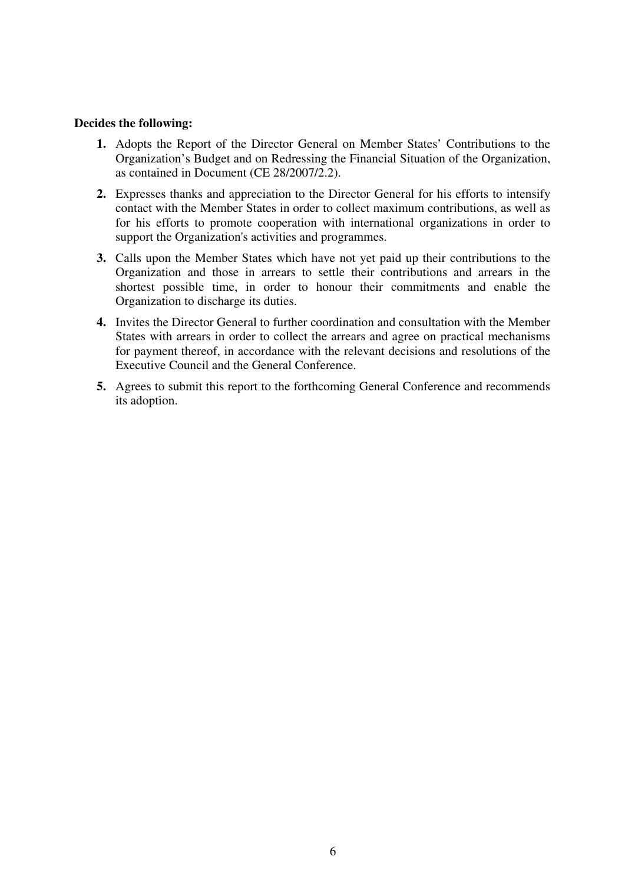**Decides the following:**

1. Adopts the Report of the Director General on Member States' Contributions to the Organization's Budget and on Redressing the Financial Situation of the Organization, as contained in Document (CE 28/2007/2.2).

2. Expresses thanks and appreciation to the Director General for his efforts to intensify contact with the Member States in order to collect maximum contributions, as well as for his efforts to promote cooperation with international organizations in order to support the Organization's activities and programmes.

3. Calls upon the Member States which have not yet paid up their contributions to the Organization and those in arrears to settle their contributions and arrears in the shortest possible time, in order to honour their commitments and enable the Organization to discharge its duties.

4. Invites the Director General to further coordination and consultation with the Member States with arrears in order to collect the arrears and agree on practical mechanisms for payment thereof, in accordance with the relevant decisions and resolutions of the Executive Council and the General Conference.

5. Agrees to submit this report to the forthcoming General Conference and recommends its adoption.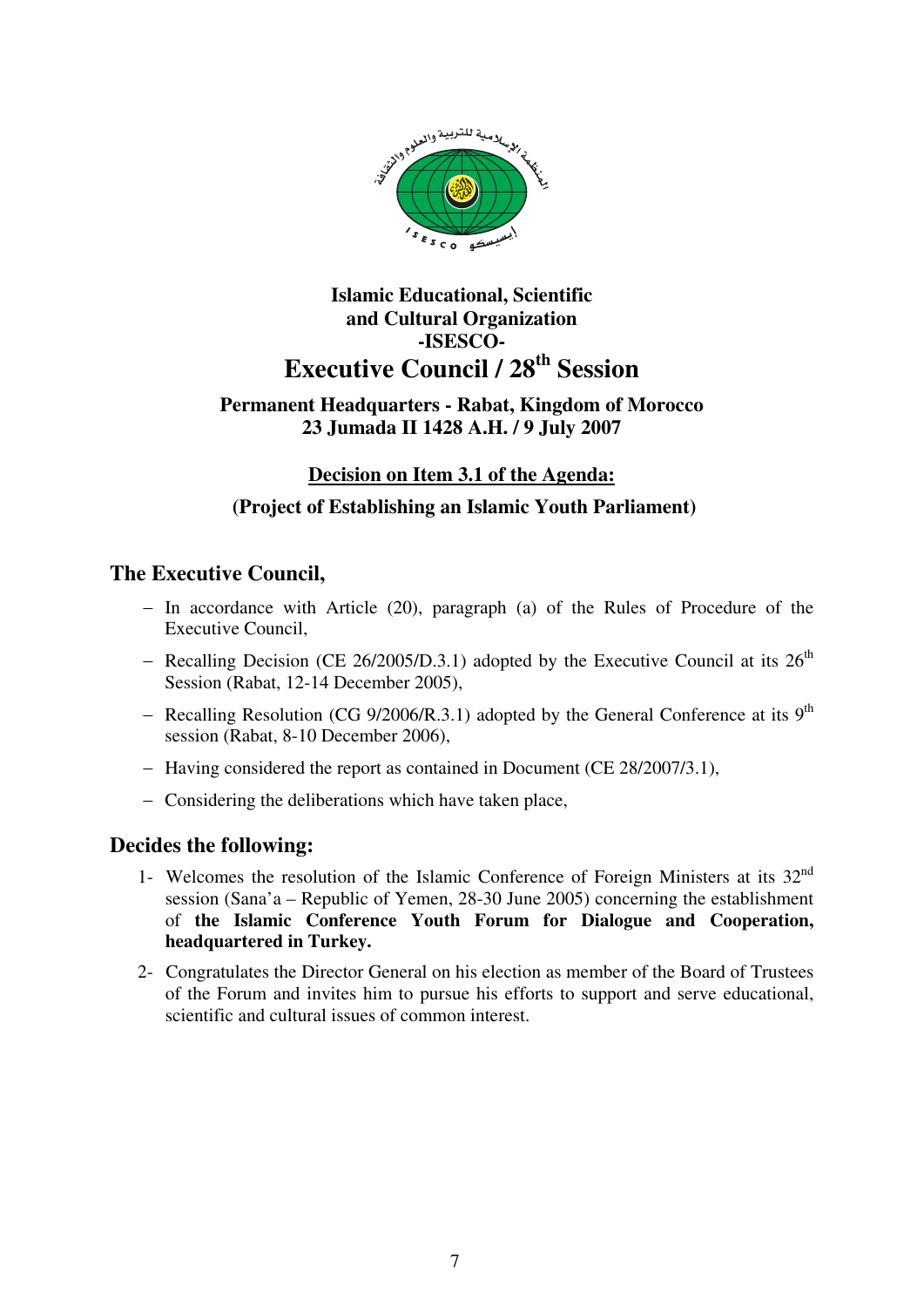**Islamic Educational, Scientific and Cultural Organization -ISESCO-**

# Executive Council / 28th Session

**Permanent Headquarters - Rabat, Kingdom of Morocco**
**23 Jumada II 1428 A.H. / 9 July 2007**

**Decision on Item 3.1 of the Agenda:**

**(Project of Establishing an Islamic Youth Parliament)**

## The Executive Council,

- In accordance with Article (20), paragraph (a) of the Rules of Procedure of the Executive Council,
- Recalling Decision (CE 26/2005/D.3.1) adopted by the Executive Council at its 26th Session (Rabat, 12-14 December 2005),
- Recalling Resolution (CG 9/2006/R.3.1) adopted by the General Conference at its 9th session (Rabat, 8-10 December 2006),
- Having considered the report as contained in Document (CE 28/2007/3.1),
- Considering the deliberations which have taken place,

## Decides the following:

1- Welcomes the resolution of the Islamic Conference of Foreign Ministers at its 32nd session (Sana'a – Republic of Yemen, 28-30 June 2005) concerning the establishment of **the Islamic Conference Youth Forum for Dialogue and Cooperation, headquartered in Turkey.**

2- Congratulates the Director General on his election as member of the Board of Trustees of the Forum and invites him to pursue his efforts to support and serve educational, scientific and cultural issues of common interest.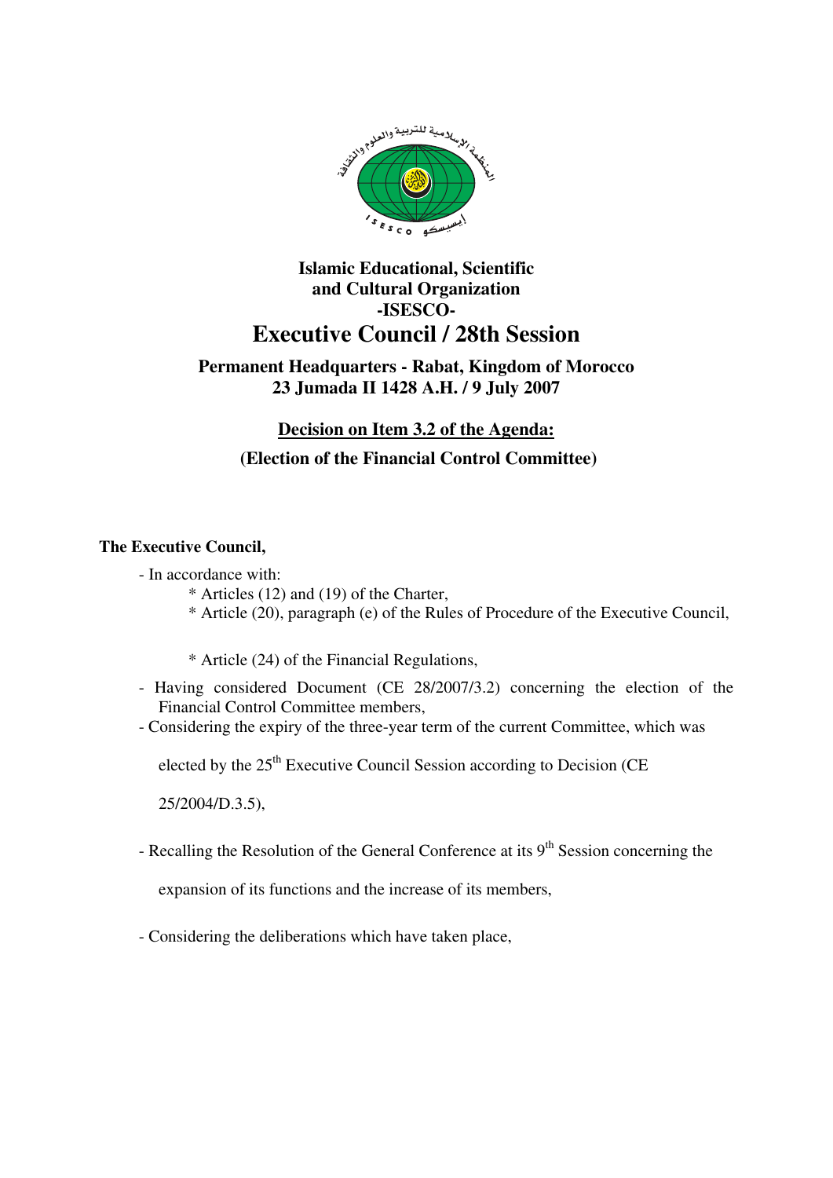**Islamic Educational, Scientific and Cultural Organization -ISESCO-**

# Executive Council / 28th Session

**Permanent Headquarters - Rabat, Kingdom of Morocco**
**23 Jumada II 1428 A.H. / 9 July 2007**

## Decision on Item 3.2 of the Agenda:

**(Election of the Financial Control Committee)**

**The Executive Council,**

- In accordance with:
  * Articles (12) and (19) of the Charter,
  * Article (20), paragraph (e) of the Rules of Procedure of the Executive Council,
  * Article (24) of the Financial Regulations,
- Having considered Document (CE 28/2007/3.2) concerning the election of the Financial Control Committee members,
- Considering the expiry of the three-year term of the current Committee, which was elected by the 25th Executive Council Session according to Decision (CE 25/2004/D.3.5),
- Recalling the Resolution of the General Conference at its 9th Session concerning the expansion of its functions and the increase of its members,
- Considering the deliberations which have taken place,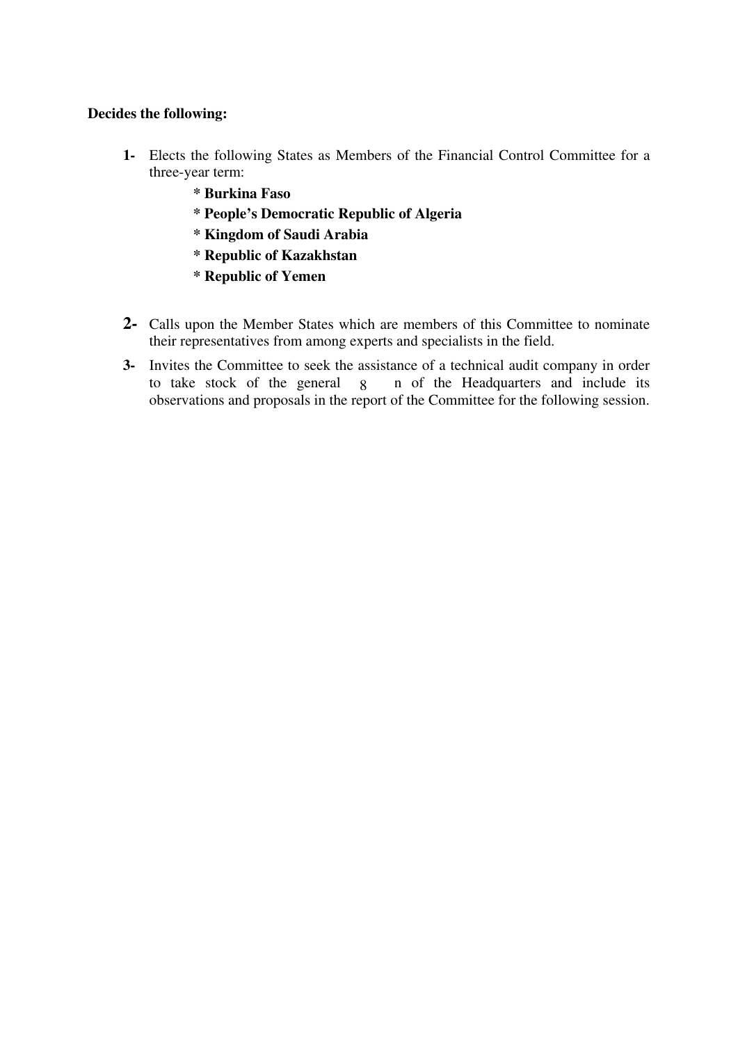**Decides the following:**

1- Elects the following States as Members of the Financial Control Committee for a three-year term:

   **\* Burkina Faso**

   **\* People's Democratic Republic of Algeria**

   **\* Kingdom of Saudi Arabia**

   **\* Republic of Kazakhstan**

   **\* Republic of Yemen**

2- Calls upon the Member States which are members of this Committee to nominate their representatives from among experts and specialists in the field.

3- Invites the Committee to seek the assistance of a technical audit company in order to take stock of the general n of the Headquarters and include its observations and proposals in the report of the Committee for the following session.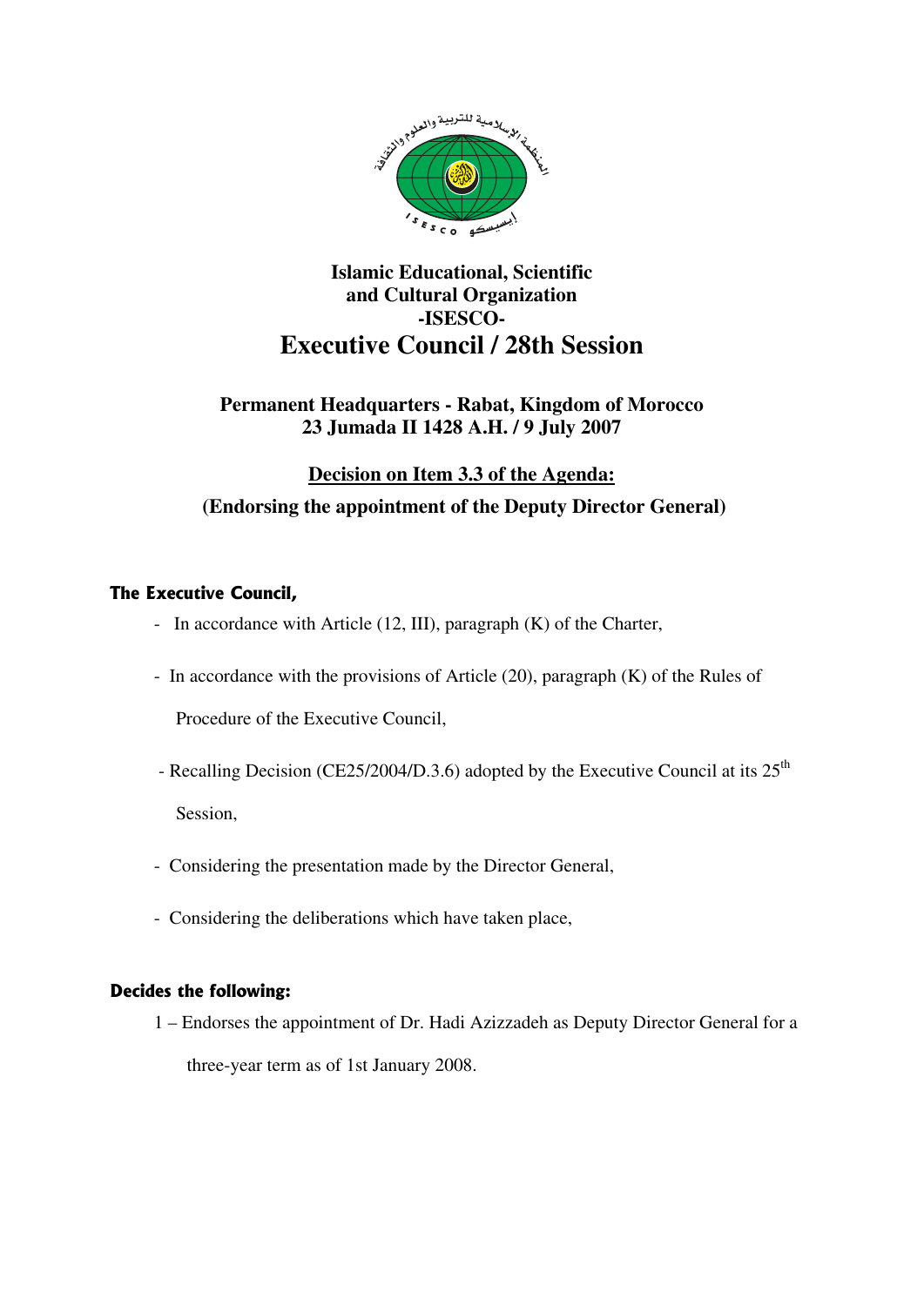**Islamic Educational, Scientific and Cultural Organization -ISESCO-**

# Executive Council / 28th Session

**Permanent Headquarters - Rabat, Kingdom of Morocco**
**23 Jumada II 1428 A.H. / 9 July 2007**

## Decision on Item 3.3 of the Agenda:

**(Endorsing the appointment of the Deputy Director General)**

**The Executive Council,**

- In accordance with Article (12, III), paragraph (K) of the Charter,
- In accordance with the provisions of Article (20), paragraph (K) of the Rules of Procedure of the Executive Council,
- Recalling Decision (CE25/2004/D.3.6) adopted by the Executive Council at its 25th Session,
- Considering the presentation made by the Director General,
- Considering the deliberations which have taken place,

**Decides the following:**

1 – Endorses the appointment of Dr. Hadi Azizzadeh as Deputy Director General for a three-year term as of 1st January 2008.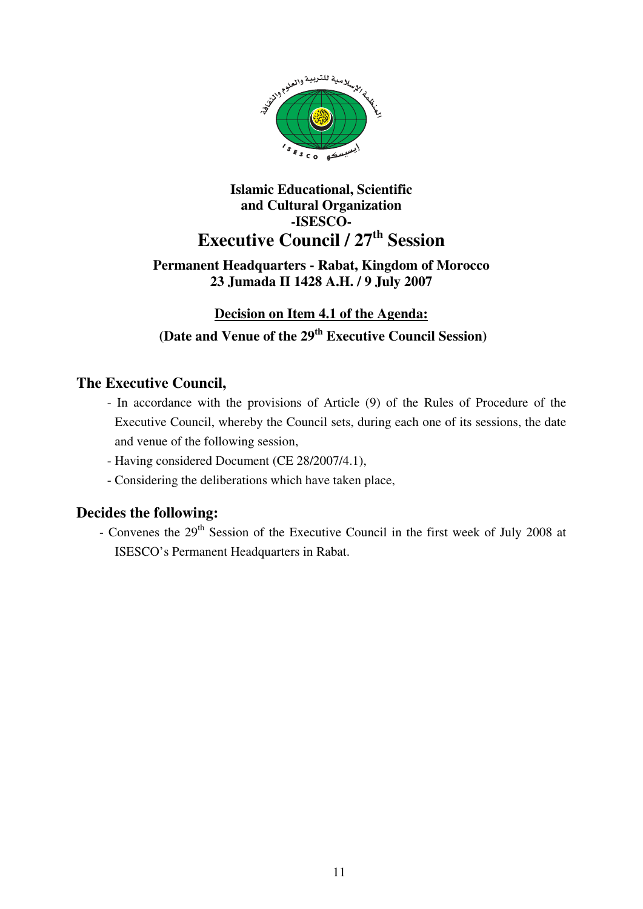**Islamic Educational, Scientific and Cultural Organization -ISESCO-**

# Executive Council / 27th Session

**Permanent Headquarters - Rabat, Kingdom of Morocco**
**23 Jumada II 1428 A.H. / 9 July 2007**

## Decision on Item 4.1 of the Agenda:

**(Date and Venue of the 29th Executive Council Session)**

### The Executive Council,

- In accordance with the provisions of Article (9) of the Rules of Procedure of the Executive Council, whereby the Council sets, during each one of its sessions, the date and venue of the following session,
- Having considered Document (CE 28/2007/4.1),
- Considering the deliberations which have taken place,

### Decides the following:

- Convenes the 29th Session of the Executive Council in the first week of July 2008 at ISESCO's Permanent Headquarters in Rabat.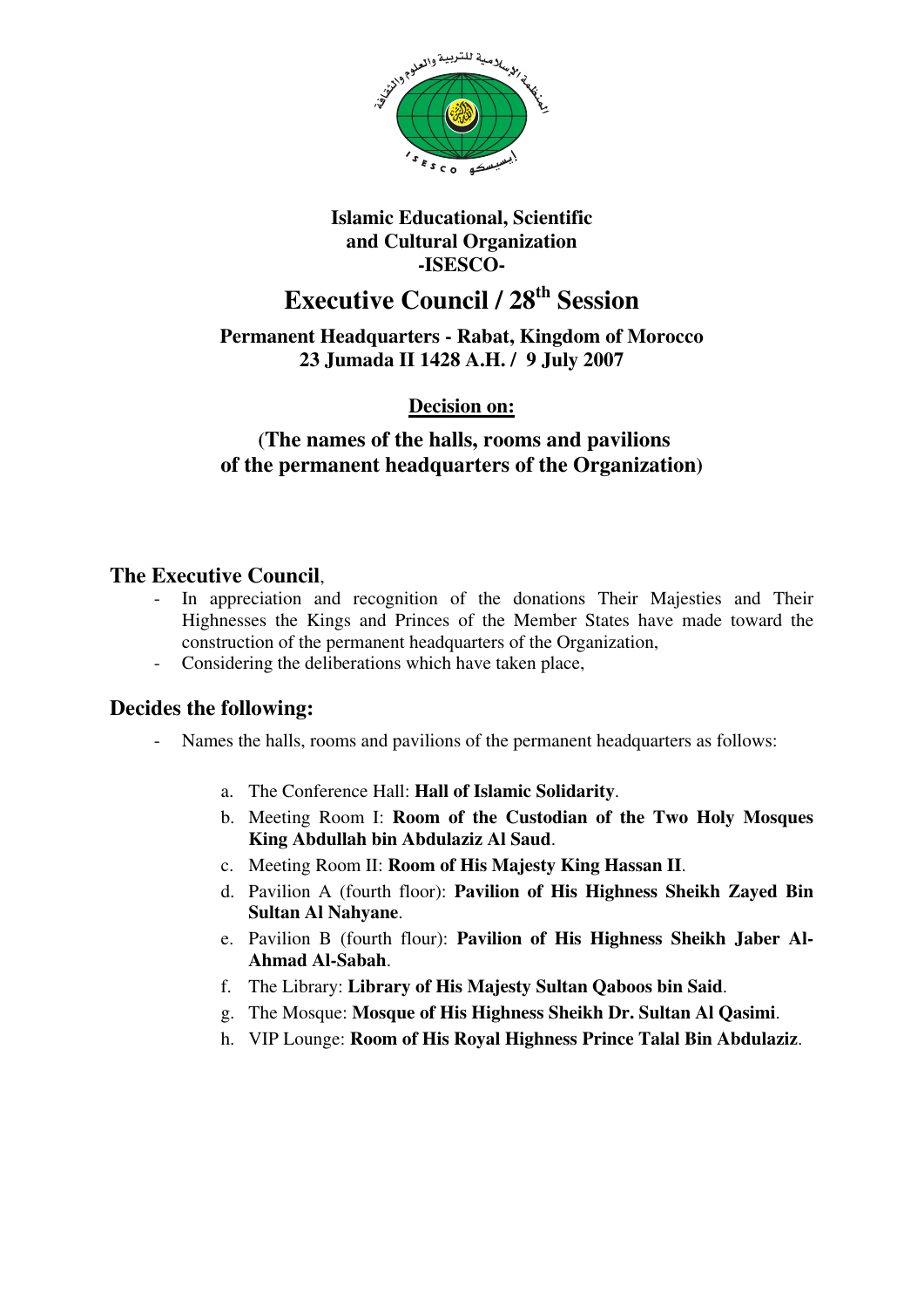**Islamic Educational, Scientific and Cultural Organization -ISESCO-**

# Executive Council / 28th Session

**Permanent Headquarters - Rabat, Kingdom of Morocco**
**23 Jumada II 1428 A.H. / 9 July 2007**

**Decision on:**

## (The names of the halls, rooms and pavilions of the permanent headquarters of the Organization)

### The Executive Council,

- In appreciation and recognition of the donations Their Majesties and Their Highnesses the Kings and Princes of the Member States have made toward the construction of the permanent headquarters of the Organization,
- Considering the deliberations which have taken place,

### Decides the following:

- Names the halls, rooms and pavilions of the permanent headquarters as follows:

  a. The Conference Hall: **Hall of Islamic Solidarity**.
  b. Meeting Room I: **Room of the Custodian of the Two Holy Mosques King Abdullah bin Abdulaziz Al Saud**.
  c. Meeting Room II: **Room of His Majesty King Hassan II**.
  d. Pavilion A (fourth floor): **Pavilion of His Highness Sheikh Zayed Bin Sultan Al Nahyane**.
  e. Pavilion B (fourth flour): **Pavilion of His Highness Sheikh Jaber Al-Ahmad Al-Sabah**.
  f. The Library: **Library of His Majesty Sultan Qaboos bin Said**.
  g. The Mosque: **Mosque of His Highness Sheikh Dr. Sultan Al Qasimi**.
  h. VIP Lounge: **Room of His Royal Highness Prince Talal Bin Abdulaziz**.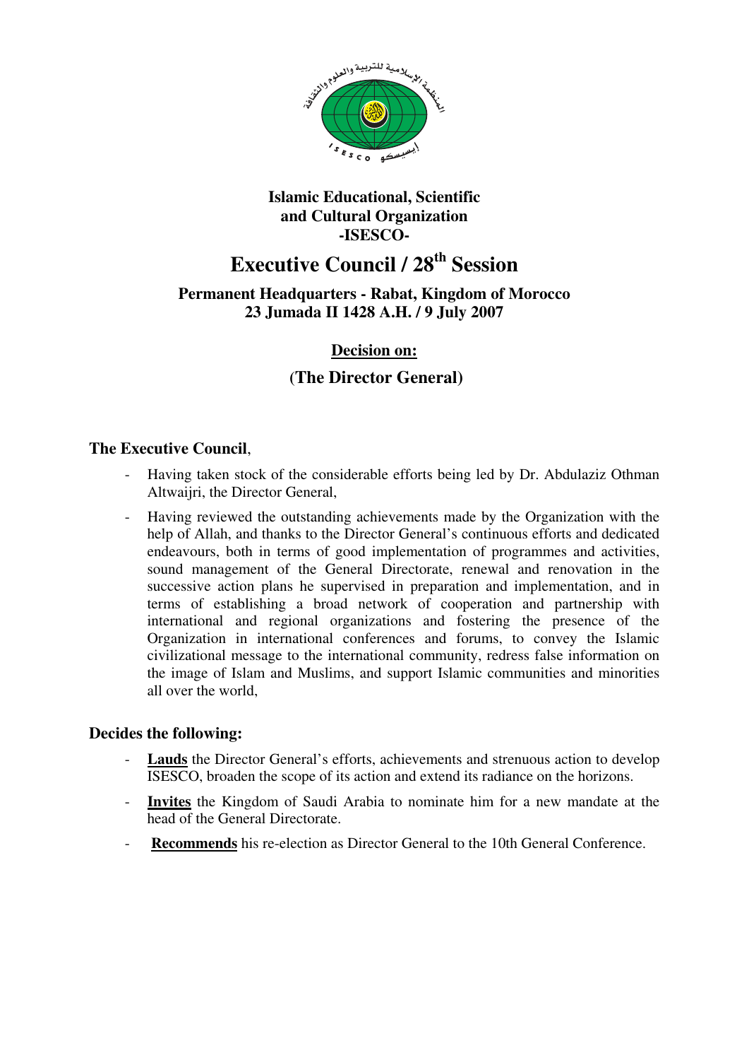**Islamic Educational, Scientific and Cultural Organization -ISESCO-**

# Executive Council / 28th Session

**Permanent Headquarters - Rabat, Kingdom of Morocco**
**23 Jumada II 1428 A.H. / 9 July 2007**

## Decision on:

## (The Director General)

**The Executive Council**,

- Having taken stock of the considerable efforts being led by Dr. Abdulaziz Othman Altwaijri, the Director General,
- Having reviewed the outstanding achievements made by the Organization with the help of Allah, and thanks to the Director General's continuous efforts and dedicated endeavours, both in terms of good implementation of programmes and activities, sound management of the General Directorate, renewal and renovation in the successive action plans he supervised in preparation and implementation, and in terms of establishing a broad network of cooperation and partnership with international and regional organizations and fostering the presence of the Organization in international conferences and forums, to convey the Islamic civilizational message to the international community, redress false information on the image of Islam and Muslims, and support Islamic communities and minorities all over the world,

**Decides the following:**

- **Lauds** the Director General's efforts, achievements and strenuous action to develop ISESCO, broaden the scope of its action and extend its radiance on the horizons.
- **Invites** the Kingdom of Saudi Arabia to nominate him for a new mandate at the head of the General Directorate.
- **Recommends** his re-election as Director General to the 10th General Conference.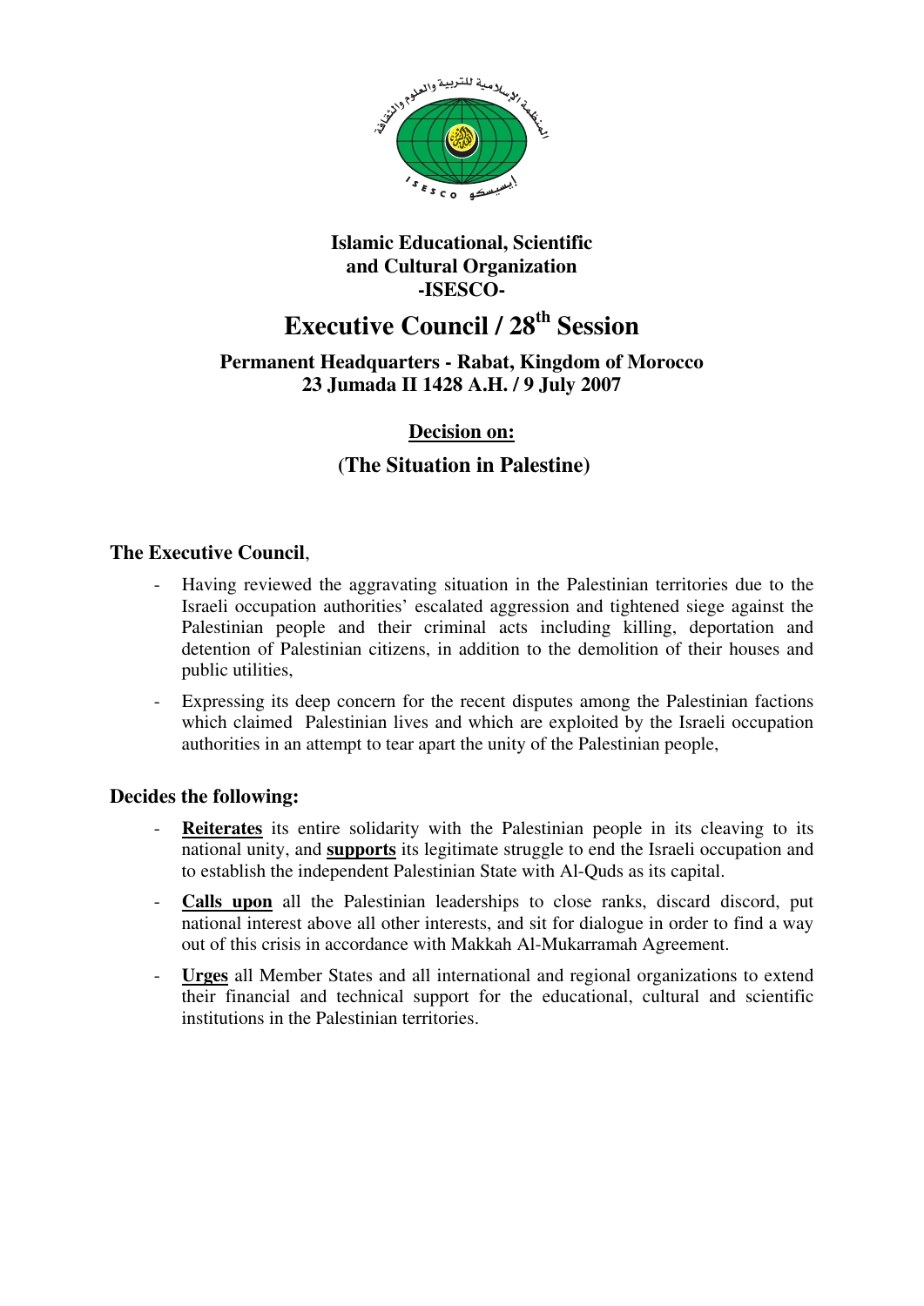**Islamic Educational, Scientific and Cultural Organization -ISESCO-**

# Executive Council / 28th Session

**Permanent Headquarters - Rabat, Kingdom of Morocco**
**23 Jumada II 1428 A.H. / 9 July 2007**

## Decision on:

## (The Situation in Palestine)

**The Executive Council**,

- Having reviewed the aggravating situation in the Palestinian territories due to the Israeli occupation authorities' escalated aggression and tightened siege against the Palestinian people and their criminal acts including killing, deportation and detention of Palestinian citizens, in addition to the demolition of their houses and public utilities,
- Expressing its deep concern for the recent disputes among the Palestinian factions which claimed Palestinian lives and which are exploited by the Israeli occupation authorities in an attempt to tear apart the unity of the Palestinian people,

**Decides the following:**

- **Reiterates** its entire solidarity with the Palestinian people in its cleaving to its national unity, and **supports** its legitimate struggle to end the Israeli occupation and to establish the independent Palestinian State with Al-Quds as its capital.
- **Calls upon** all the Palestinian leaderships to close ranks, discard discord, put national interest above all other interests, and sit for dialogue in order to find a way out of this crisis in accordance with Makkah Al-Mukarramah Agreement.
- **Urges** all Member States and all international and regional organizations to extend their financial and technical support for the educational, cultural and scientific institutions in the Palestinian territories.